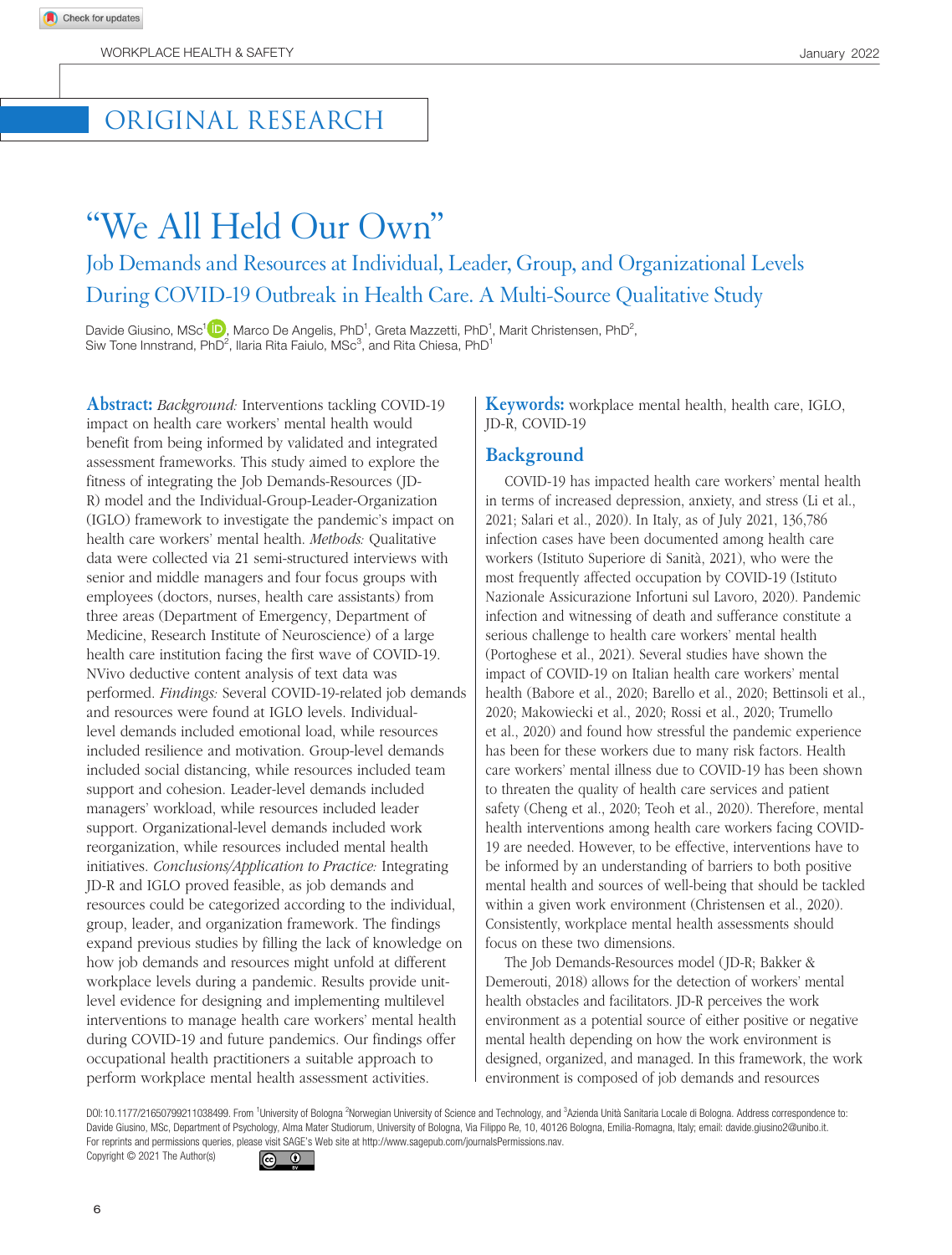ORIGINAL RESEARCH

# "We All Held Our Own"

## Job Demands and Resources at Individual, Leader, Group, and Organizational Levels During COVID-19 Outbreak in Health Care. A Multi-Source Qualitative Study

Davide Giusino, MSc[1], Marco De Angelis, PhD[1], Greta Mazzetti, PhD[1], Marit Christensen, PhD[2], Siw Tone Innstrand, PhD[2], Ilaria Rita Faiulo, MSc[3], and Rita Chiesa, PhD[1]

**Abstract:** *Background:* Interventions tackling COVID-19 impact on health care workers' mental health would benefit from being informed by validated and integrated assessment frameworks. This study aimed to explore the fitness of integrating the Job Demands-Resources (JD-R) model and the Individual-Group-Leader-Organization (IGLO) framework to investigate the pandemic's impact on health care workers' mental health. *Methods:* Qualitative data were collected via 21 semi-structured interviews with senior and middle managers and four focus groups with employees (doctors, nurses, health care assistants) from three areas (Department of Emergency, Department of Medicine, Research Institute of Neuroscience) of a large health care institution facing the first wave of COVID-19. NVivo deductive content analysis of text data was performed. *Findings:* Several COVID-19-related job demands and resources were found at IGLO levels. Individual-level demands included emotional load, while resources included resilience and motivation. Group-level demands included social distancing, while resources included team support and cohesion. Leader-level demands included managers' workload, while resources included leader support. Organizational-level demands included work reorganization, while resources included mental health initiatives. *Conclusions/Application to Practice:* Integrating JD-R and IGLO proved feasible, as job demands and resources could be categorized according to the individual, group, leader, and organization framework. The findings expand previous studies by filling the lack of knowledge on how job demands and resources might unfold at different workplace levels during a pandemic. Results provide unit-level evidence for designing and implementing multilevel interventions to manage health care workers' mental health during COVID-19 and future pandemics. Our findings offer occupational health practitioners a suitable approach to perform workplace mental health assessment activities.

**Keywords:** workplace mental health, health care, IGLO, JD-R, COVID-19

## Background

COVID-19 has impacted health care workers' mental health in terms of increased depression, anxiety, and stress (Li et al., 2021; Salari et al., 2020). In Italy, as of July 2021, 136,786 infection cases have been documented among health care workers (Istituto Superiore di Sanità, 2021), who were the most frequently affected occupation by COVID-19 (Istituto Nazionale Assicurazione Infortuni sul Lavoro, 2020). Pandemic infection and witnessing of death and sufferance constitute a serious challenge to health care workers' mental health (Portoghese et al., 2021). Several studies have shown the impact of COVID-19 on Italian health care workers' mental health (Babore et al., 2020; Barello et al., 2020; Bettinsoli et al., 2020; Makowiecki et al., 2020; Rossi et al., 2020; Trumello et al., 2020) and found how stressful the pandemic experience has been for these workers due to many risk factors. Health care workers' mental illness due to COVID-19 has been shown to threaten the quality of health care services and patient safety (Cheng et al., 2020; Teoh et al., 2020). Therefore, mental health interventions among health care workers facing COVID-19 are needed. However, to be effective, interventions have to be informed by an understanding of barriers to both positive mental health and sources of well-being that should be tackled within a given work environment (Christensen et al., 2020). Consistently, workplace mental health assessments should focus on these two dimensions.

The Job Demands-Resources model (JD-R; Bakker & Demerouti, 2018) allows for the detection of workers' mental health obstacles and facilitators. JD-R perceives the work environment as a potential source of either positive or negative mental health depending on how the work environment is designed, organized, and managed. In this framework, the work environment is composed of job demands and resources

DOI:10.1177/21650799211038499. From [1]University of Bologna [2]Norwegian University of Science and Technology, and [3]Azienda Unità Sanitaria Locale di Bologna. Address correspondence to: Davide Giusino, MSc, Department of Psychology, Alma Mater Studiorum, University of Bologna, Via Filippo Re, 10, 40126 Bologna, Emilia-Romagna, Italy; email: davide.giusino2@unibo.it.
For reprints and permissions queries, please visit SAGE's Web site at http://www.sagepub.com/journalsPermissions.nav.
Copyright © 2021 The Author(s)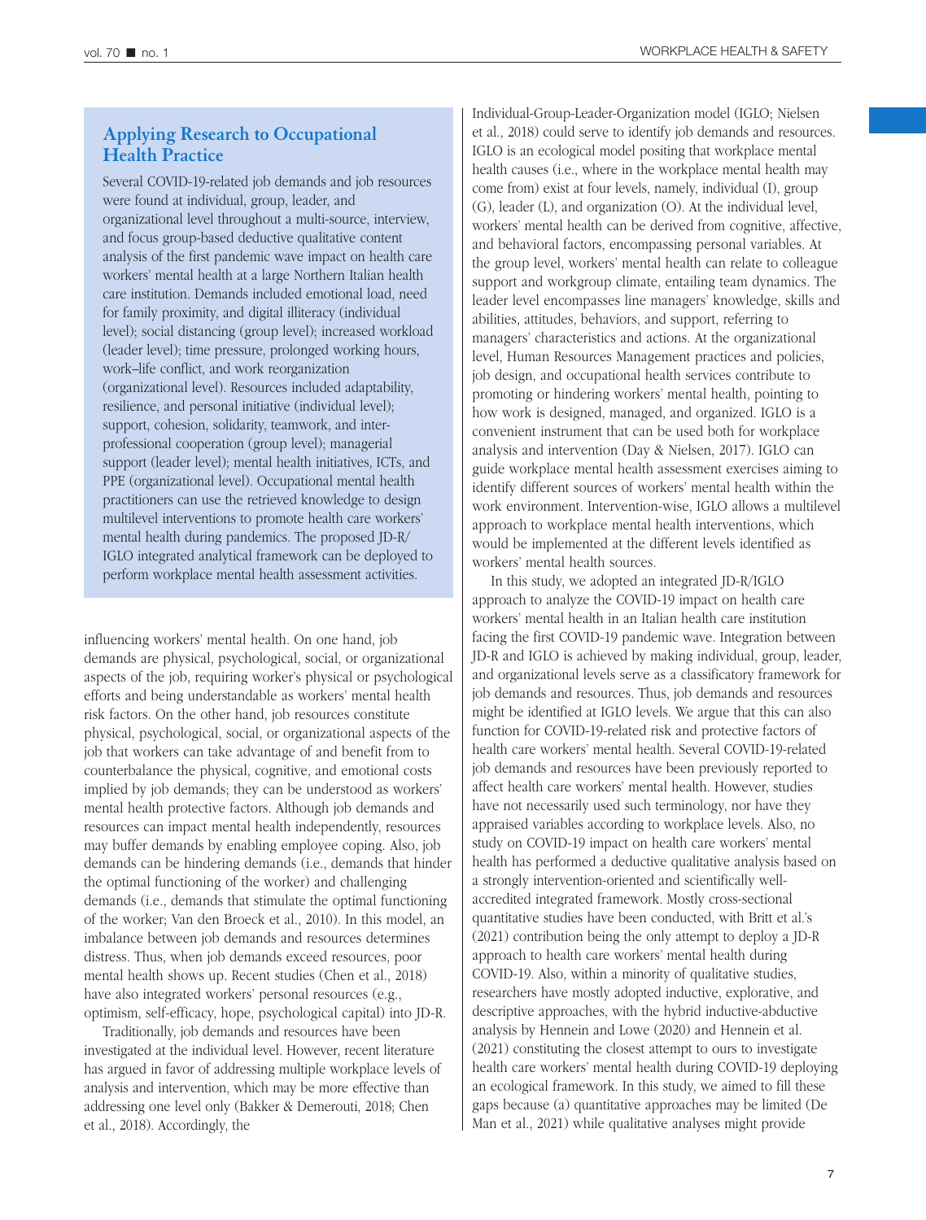## Applying Research to Occupational Health Practice

Several COVID-19-related job demands and job resources were found at individual, group, leader, and organizational level throughout a multi-source, interview, and focus group-based deductive qualitative content analysis of the first pandemic wave impact on health care workers' mental health at a large Northern Italian health care institution. Demands included emotional load, need for family proximity, and digital illiteracy (individual level); social distancing (group level); increased workload (leader level); time pressure, prolonged working hours, work–life conflict, and work reorganization (organizational level). Resources included adaptability, resilience, and personal initiative (individual level); support, cohesion, solidarity, teamwork, and inter-professional cooperation (group level); managerial support (leader level); mental health initiatives, ICTs, and PPE (organizational level). Occupational mental health practitioners can use the retrieved knowledge to design multilevel interventions to promote health care workers' mental health during pandemics. The proposed JD-R/IGLO integrated analytical framework can be deployed to perform workplace mental health assessment activities.

influencing workers' mental health. On one hand, job demands are physical, psychological, social, or organizational aspects of the job, requiring worker's physical or psychological efforts and being understandable as workers' mental health risk factors. On the other hand, job resources constitute physical, psychological, social, or organizational aspects of the job that workers can take advantage of and benefit from to counterbalance the physical, cognitive, and emotional costs implied by job demands; they can be understood as workers' mental health protective factors. Although job demands and resources can impact mental health independently, resources may buffer demands by enabling employee coping. Also, job demands can be hindering demands (i.e., demands that hinder the optimal functioning of the worker) and challenging demands (i.e., demands that stimulate the optimal functioning of the worker; Van den Broeck et al., 2010). In this model, an imbalance between job demands and resources determines distress. Thus, when job demands exceed resources, poor mental health shows up. Recent studies (Chen et al., 2018) have also integrated workers' personal resources (e.g., optimism, self-efficacy, hope, psychological capital) into JD-R.

Traditionally, job demands and resources have been investigated at the individual level. However, recent literature has argued in favor of addressing multiple workplace levels of analysis and intervention, which may be more effective than addressing one level only (Bakker & Demerouti, 2018; Chen et al., 2018). Accordingly, the Individual-Group-Leader-Organization model (IGLO; Nielsen et al., 2018) could serve to identify job demands and resources. IGLO is an ecological model positing that workplace mental health causes (i.e., where in the workplace mental health may come from) exist at four levels, namely, individual (I), group (G), leader (L), and organization (O). At the individual level, workers' mental health can be derived from cognitive, affective, and behavioral factors, encompassing personal variables. At the group level, workers' mental health can relate to colleague support and workgroup climate, entailing team dynamics. The leader level encompasses line managers' knowledge, skills and abilities, attitudes, behaviors, and support, referring to managers' characteristics and actions. At the organizational level, Human Resources Management practices and policies, job design, and occupational health services contribute to promoting or hindering workers' mental health, pointing to how work is designed, managed, and organized. IGLO is a convenient instrument that can be used both for workplace analysis and intervention (Day & Nielsen, 2017). IGLO can guide workplace mental health assessment exercises aiming to identify different sources of workers' mental health within the work environment. Intervention-wise, IGLO allows a multilevel approach to workplace mental health interventions, which would be implemented at the different levels identified as workers' mental health sources.

In this study, we adopted an integrated JD-R/IGLO approach to analyze the COVID-19 impact on health care workers' mental health in an Italian health care institution facing the first COVID-19 pandemic wave. Integration between JD-R and IGLO is achieved by making individual, group, leader, and organizational levels serve as a classificatory framework for job demands and resources. Thus, job demands and resources might be identified at IGLO levels. We argue that this can also function for COVID-19-related risk and protective factors of health care workers' mental health. Several COVID-19-related job demands and resources have been previously reported to affect health care workers' mental health. However, studies have not necessarily used such terminology, nor have they appraised variables according to workplace levels. Also, no study on COVID-19 impact on health care workers' mental health has performed a deductive qualitative analysis based on a strongly intervention-oriented and scientifically well-accredited integrated framework. Mostly cross-sectional quantitative studies have been conducted, with Britt et al.'s (2021) contribution being the only attempt to deploy a JD-R approach to health care workers' mental health during COVID-19. Also, within a minority of qualitative studies, researchers have mostly adopted inductive, explorative, and descriptive approaches, with the hybrid inductive-abductive analysis by Hennein and Lowe (2020) and Hennein et al. (2021) constituting the closest attempt to ours to investigate health care workers' mental health during COVID-19 deploying an ecological framework. In this study, we aimed to fill these gaps because (a) quantitative approaches may be limited (De Man et al., 2021) while qualitative analyses might provide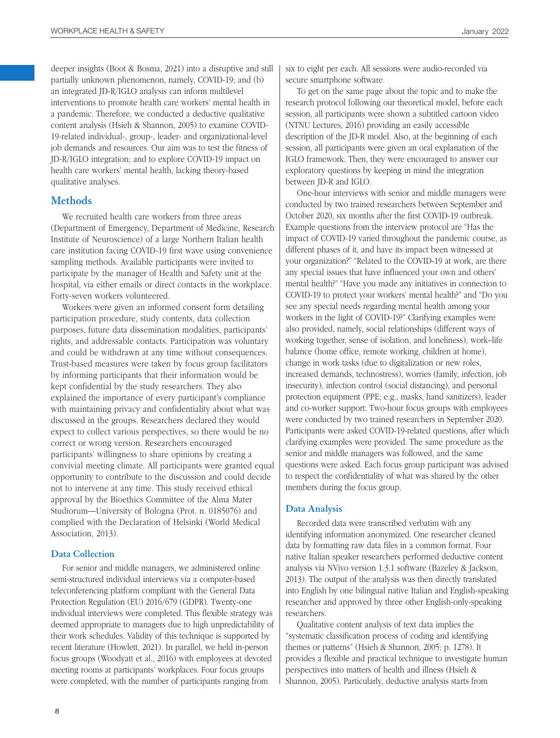deeper insights (Boot & Bosma, 2021) into a disruptive and still partially unknown phenomenon, namely, COVID-19; and (b) an integrated JD-R/IGLO analysis can inform multilevel interventions to promote health care workers' mental health in a pandemic. Therefore, we conducted a deductive qualitative content analysis (Hsieh & Shannon, 2005) to examine COVID-19-related individual-, group-, leader- and organizational-level job demands and resources. Our aim was to test the fitness of JD-R/IGLO integration; and to explore COVID-19 impact on health care workers' mental health, lacking theory-based qualitative analyses.

## Methods

We recruited health care workers from three areas (Department of Emergency, Department of Medicine, Research Institute of Neuroscience) of a large Northern Italian health care institution facing COVID-19 first wave using convenience sampling methods. Available participants were invited to participate by the manager of Health and Safety unit at the hospital, via either emails or direct contacts in the workplace. Forty-seven workers volunteered.

Workers were given an informed consent form detailing participation procedure, study contents, data collection purposes, future data dissemination modalities, participants' rights, and addressable contacts. Participation was voluntary and could be withdrawn at any time without consequences. Trust-based measures were taken by focus group facilitators by informing participants that their information would be kept confidential by the study researchers. They also explained the importance of every participant's compliance with maintaining privacy and confidentiality about what was discussed in the groups. Researchers declared they would expect to collect various perspectives, so there would be no correct or wrong version. Researchers encouraged participants' willingness to share opinions by creating a convivial meeting climate. All participants were granted equal opportunity to contribute to the discussion and could decide not to intervene at any time. This study received ethical approval by the Bioethics Committee of the Alma Mater Studiorum—University of Bologna (Prot. n. 0185076) and complied with the Declaration of Helsinki (World Medical Association, 2013).

### Data Collection

For senior and middle managers, we administered online semi-structured individual interviews via a computer-based teleconferencing platform compliant with the General Data Protection Regulation (EU) 2016/679 (GDPR). Twenty-one individual interviews were completed. This flexible strategy was deemed appropriate to managers due to high unpredictability of their work schedules. Validity of this technique is supported by recent literature (Howlett, 2021). In parallel, we held in-person focus groups (Woodyatt et al., 2016) with employees at devoted meeting rooms at participants' workplaces. Four focus groups were completed, with the number of participants ranging from six to eight per each. All sessions were audio-recorded via secure smartphone software.

To get on the same page about the topic and to make the research protocol following our theoretical model, before each session, all participants were shown a subtitled cartoon video (NTNU Lectures, 2016) providing an easily accessible description of the JD-R model. Also, at the beginning of each session, all participants were given an oral explanation of the IGLO framework. Then, they were encouraged to answer our exploratory questions by keeping in mind the integration between JD-R and IGLO.

One-hour interviews with senior and middle managers were conducted by two trained researchers between September and October 2020, six months after the first COVID-19 outbreak. Example questions from the interview protocol are "Has the impact of COVID-19 varied throughout the pandemic course, as different phases of it, and have its impact been witnessed at your organization?" "Related to the COVID-19 at work, are there any special issues that have influenced your own and others' mental health?" "Have you made any initiatives in connection to COVID-19 to protect your workers' mental health?" and "Do you see any special needs regarding mental health among your workers in the light of COVID-19?" Clarifying examples were also provided, namely, social relationships (different ways of working together, sense of isolation, and loneliness), work–life balance (home office, remote working, children at home), change in work tasks (due to digitalization or new roles, increased demands, technostress), worries (family, infection, job insecurity), infection control (social distancing), and personal protection equipment (PPE; e.g., masks, hand sanitizers), leader and co-worker support. Two-hour focus groups with employees were conducted by two trained researchers in September 2020. Participants were asked COVID-19-related questions, after which clarifying examples were provided. The same procedure as the senior and middle managers was followed, and the same questions were asked. Each focus group participant was advised to respect the confidentiality of what was shared by the other members during the focus group.

### Data Analysis

Recorded data were transcribed verbatim with any identifying information anonymized. One researcher cleaned data by formatting raw data files in a common format. Four native Italian speaker researchers performed deductive content analysis via NVivo version 1.3.1 software (Bazeley & Jackson, 2013). The output of the analysis was then directly translated into English by one bilingual native Italian and English-speaking researcher and approved by three other English-only-speaking researchers.

Qualitative content analysis of text data implies the "systematic classification process of coding and identifying themes or patterns" (Hsieh & Shannon, 2005; p. 1278). It provides a flexible and practical technique to investigate human perspectives into matters of health and illness (Hsieh & Shannon, 2005). Particularly, deductive analysis starts from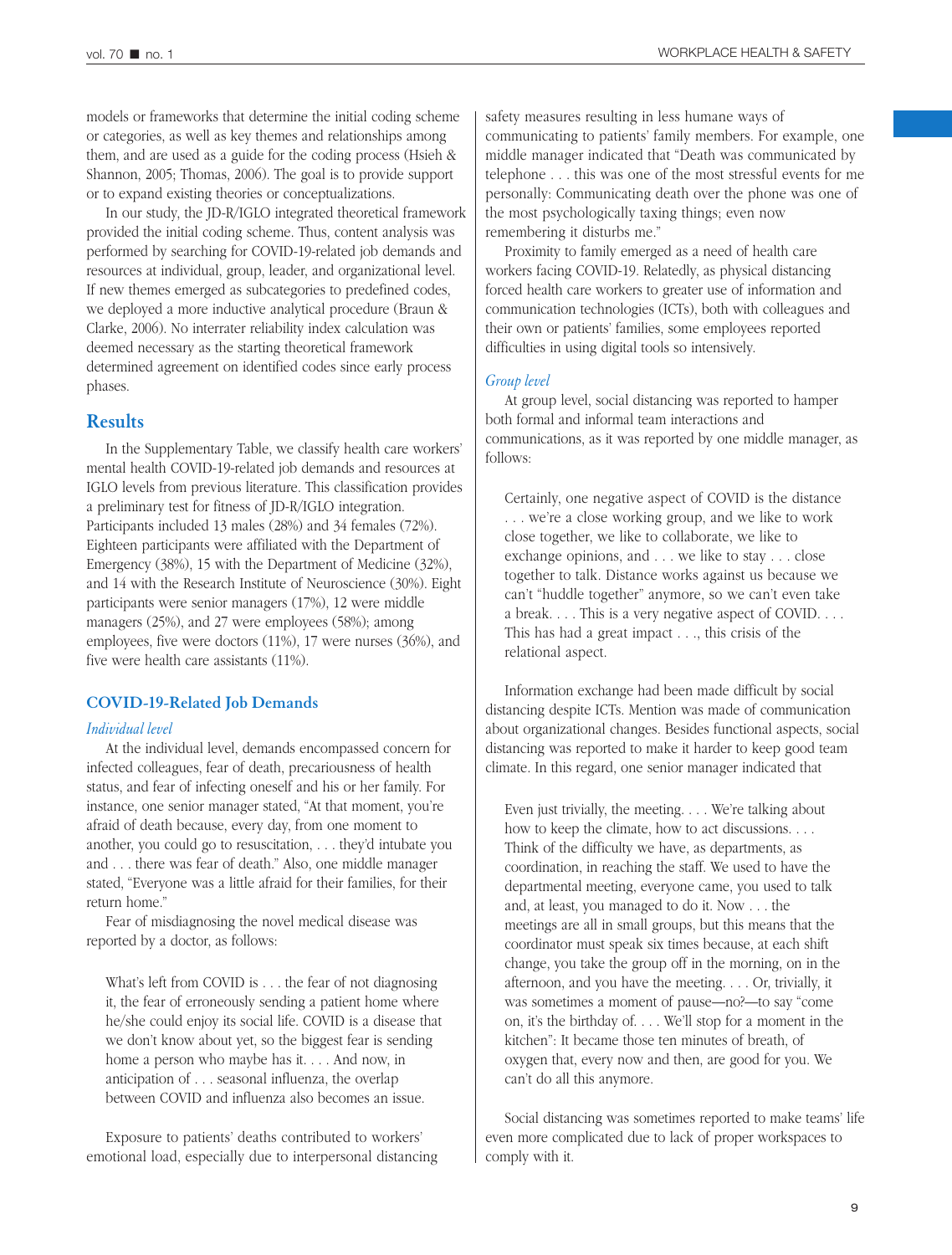models or frameworks that determine the initial coding scheme or categories, as well as key themes and relationships among them, and are used as a guide for the coding process (Hsieh & Shannon, 2005; Thomas, 2006). The goal is to provide support or to expand existing theories or conceptualizations.

In our study, the JD-R/IGLO integrated theoretical framework provided the initial coding scheme. Thus, content analysis was performed by searching for COVID-19-related job demands and resources at individual, group, leader, and organizational level. If new themes emerged as subcategories to predefined codes, we deployed a more inductive analytical procedure (Braun & Clarke, 2006). No interrater reliability index calculation was deemed necessary as the starting theoretical framework determined agreement on identified codes since early process phases.

## Results

In the Supplementary Table, we classify health care workers' mental health COVID-19-related job demands and resources at IGLO levels from previous literature. This classification provides a preliminary test for fitness of JD-R/IGLO integration. Participants included 13 males (28%) and 34 females (72%). Eighteen participants were affiliated with the Department of Emergency (38%), 15 with the Department of Medicine (32%), and 14 with the Research Institute of Neuroscience (30%). Eight participants were senior managers (17%), 12 were middle managers (25%), and 27 were employees (58%); among employees, five were doctors (11%), 17 were nurses (36%), and five were health care assistants (11%).

### COVID-19-Related Job Demands

#### *Individual level*

At the individual level, demands encompassed concern for infected colleagues, fear of death, precariousness of health status, and fear of infecting oneself and his or her family. For instance, one senior manager stated, "At that moment, you're afraid of death because, every day, from one moment to another, you could go to resuscitation, . . . they'd intubate you and . . . there was fear of death." Also, one middle manager stated, "Everyone was a little afraid for their families, for their return home."

Fear of misdiagnosing the novel medical disease was reported by a doctor, as follows:

> What's left from COVID is . . . the fear of not diagnosing it, the fear of erroneously sending a patient home where he/she could enjoy its social life. COVID is a disease that we don't know about yet, so the biggest fear is sending home a person who maybe has it. . . . And now, in anticipation of . . . seasonal influenza, the overlap between COVID and influenza also becomes an issue.

Exposure to patients' deaths contributed to workers' emotional load, especially due to interpersonal distancing safety measures resulting in less humane ways of communicating to patients' family members. For example, one middle manager indicated that "Death was communicated by telephone . . . this was one of the most stressful events for me personally: Communicating death over the phone was one of the most psychologically taxing things; even now remembering it disturbs me."

Proximity to family emerged as a need of health care workers facing COVID-19. Relatedly, as physical distancing forced health care workers to greater use of information and communication technologies (ICTs), both with colleagues and their own or patients' families, some employees reported difficulties in using digital tools so intensively.

#### *Group level*

At group level, social distancing was reported to hamper both formal and informal team interactions and communications, as it was reported by one middle manager, as follows:

> Certainly, one negative aspect of COVID is the distance . . . we're a close working group, and we like to work close together, we like to collaborate, we like to exchange opinions, and . . . we like to stay . . . close together to talk. Distance works against us because we can't "huddle together" anymore, so we can't even take a break. . . . This is a very negative aspect of COVID. . . . This has had a great impact . . ., this crisis of the relational aspect.

Information exchange had been made difficult by social distancing despite ICTs. Mention was made of communication about organizational changes. Besides functional aspects, social distancing was reported to make it harder to keep good team climate. In this regard, one senior manager indicated that

> Even just trivially, the meeting. . . . We're talking about how to keep the climate, how to act discussions. . . . Think of the difficulty we have, as departments, as coordination, in reaching the staff. We used to have the departmental meeting, everyone came, you used to talk and, at least, you managed to do it. Now . . . the meetings are all in small groups, but this means that the coordinator must speak six times because, at each shift change, you take the group off in the morning, on in the afternoon, and you have the meeting. . . . Or, trivially, it was sometimes a moment of pause—no?—to say "come on, it's the birthday of. . . . We'll stop for a moment in the kitchen": It became those ten minutes of breath, of oxygen that, every now and then, are good for you. We can't do all this anymore.

Social distancing was sometimes reported to make teams' life even more complicated due to lack of proper workspaces to comply with it.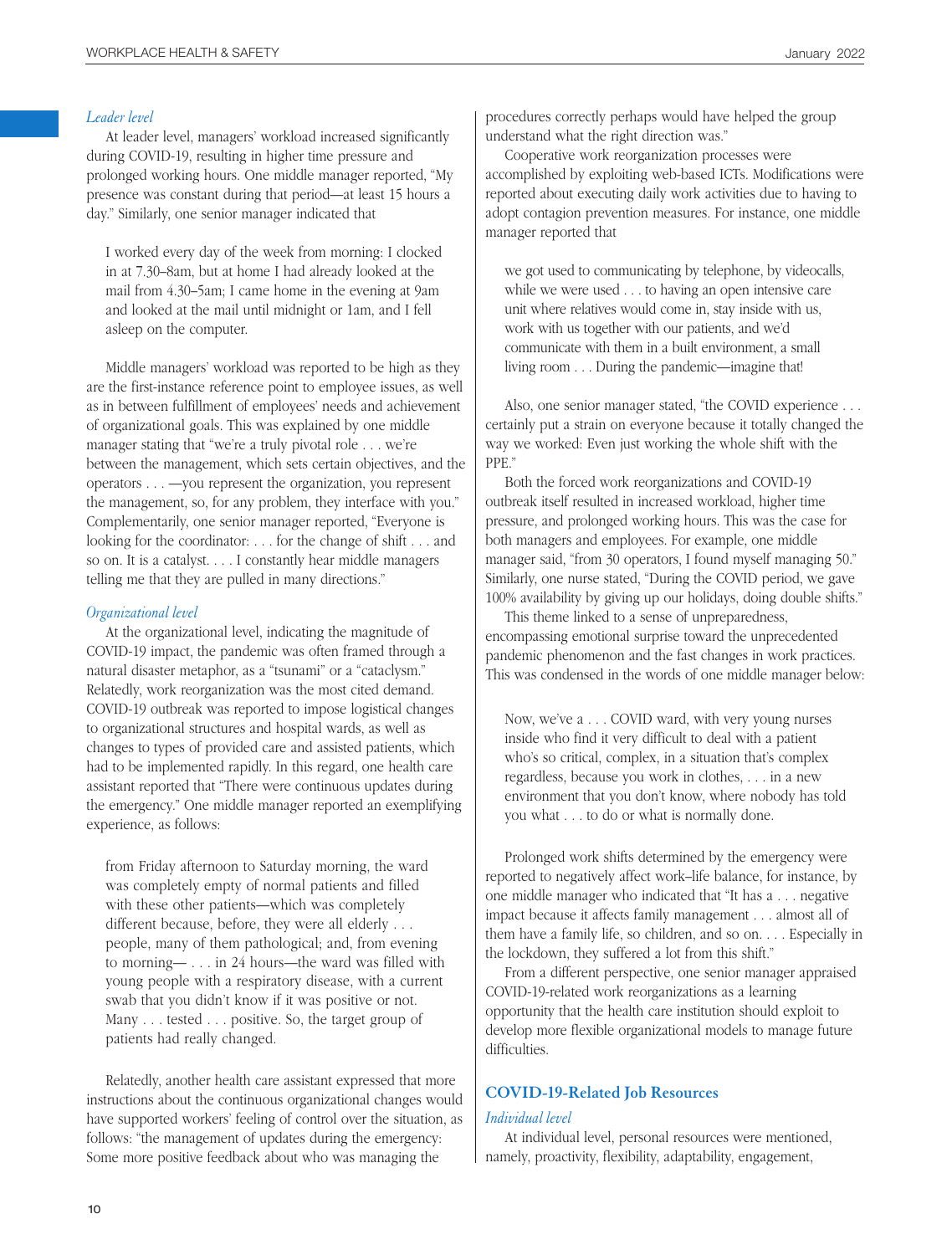*Leader level*

At leader level, managers' workload increased significantly during COVID-19, resulting in higher time pressure and prolonged working hours. One middle manager reported, "My presence was constant during that period—at least 15 hours a day." Similarly, one senior manager indicated that

> I worked every day of the week from morning: I clocked in at 7.30–8am, but at home I had already looked at the mail from 4.30–5am; I came home in the evening at 9am and looked at the mail until midnight or 1am, and I fell asleep on the computer.

Middle managers' workload was reported to be high as they are the first-instance reference point to employee issues, as well as in between fulfillment of employees' needs and achievement of organizational goals. This was explained by one middle manager stating that "we're a truly pivotal role . . . we're between the management, which sets certain objectives, and the operators . . . —you represent the organization, you represent the management, so, for any problem, they interface with you." Complementarily, one senior manager reported, "Everyone is looking for the coordinator: . . . for the change of shift . . . and so on. It is a catalyst. . . . I constantly hear middle managers telling me that they are pulled in many directions."

*Organizational level*

At the organizational level, indicating the magnitude of COVID-19 impact, the pandemic was often framed through a natural disaster metaphor, as a "tsunami" or a "cataclysm." Relatedly, work reorganization was the most cited demand. COVID-19 outbreak was reported to impose logistical changes to organizational structures and hospital wards, as well as changes to types of provided care and assisted patients, which had to be implemented rapidly. In this regard, one health care assistant reported that "There were continuous updates during the emergency." One middle manager reported an exemplifying experience, as follows:

> from Friday afternoon to Saturday morning, the ward was completely empty of normal patients and filled with these other patients—which was completely different because, before, they were all elderly . . . people, many of them pathological; and, from evening to morning— . . . in 24 hours—the ward was filled with young people with a respiratory disease, with a current swab that you didn't know if it was positive or not. Many . . . tested . . . positive. So, the target group of patients had really changed.

Relatedly, another health care assistant expressed that more instructions about the continuous organizational changes would have supported workers' feeling of control over the situation, as follows: "the management of updates during the emergency: Some more positive feedback about who was managing the procedures correctly perhaps would have helped the group understand what the right direction was."

Cooperative work reorganization processes were accomplished by exploiting web-based ICTs. Modifications were reported about executing daily work activities due to having to adopt contagion prevention measures. For instance, one middle manager reported that

> we got used to communicating by telephone, by videocalls, while we were used . . . to having an open intensive care unit where relatives would come in, stay inside with us, work with us together with our patients, and we'd communicate with them in a built environment, a small living room . . . During the pandemic—imagine that!

Also, one senior manager stated, "the COVID experience . . . certainly put a strain on everyone because it totally changed the way we worked: Even just working the whole shift with the PPE."

Both the forced work reorganizations and COVID-19 outbreak itself resulted in increased workload, higher time pressure, and prolonged working hours. This was the case for both managers and employees. For example, one middle manager said, "from 30 operators, I found myself managing 50." Similarly, one nurse stated, "During the COVID period, we gave 100% availability by giving up our holidays, doing double shifts."

This theme linked to a sense of unpreparedness, encompassing emotional surprise toward the unprecedented pandemic phenomenon and the fast changes in work practices. This was condensed in the words of one middle manager below:

> Now, we've a . . . COVID ward, with very young nurses inside who find it very difficult to deal with a patient who's so critical, complex, in a situation that's complex regardless, because you work in clothes, . . . in a new environment that you don't know, where nobody has told you what . . . to do or what is normally done.

Prolonged work shifts determined by the emergency were reported to negatively affect work–life balance, for instance, by one middle manager who indicated that "It has a . . . negative impact because it affects family management . . . almost all of them have a family life, so children, and so on. . . . Especially in the lockdown, they suffered a lot from this shift."

From a different perspective, one senior manager appraised COVID-19-related work reorganizations as a learning opportunity that the health care institution should exploit to develop more flexible organizational models to manage future difficulties.

### COVID-19-Related Job Resources

*Individual level*

At individual level, personal resources were mentioned, namely, proactivity, flexibility, adaptability, engagement,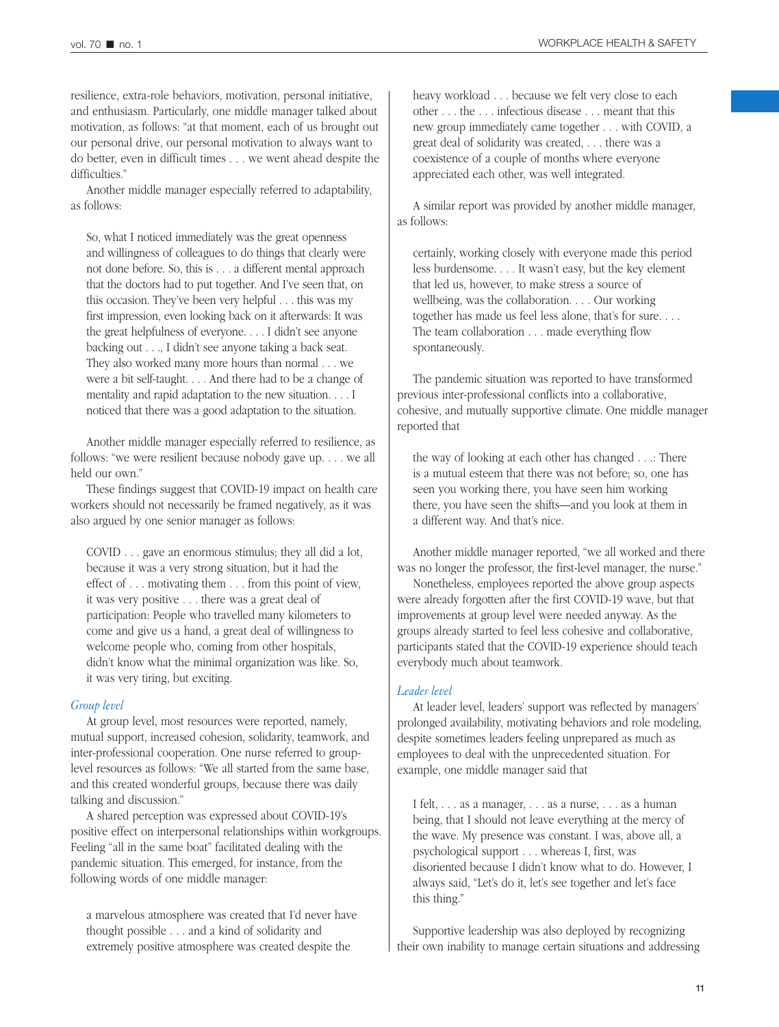resilience, extra-role behaviors, motivation, personal initiative, and enthusiasm. Particularly, one middle manager talked about motivation, as follows: "at that moment, each of us brought out our personal drive, our personal motivation to always want to do better, even in difficult times . . . we went ahead despite the difficulties."

Another middle manager especially referred to adaptability, as follows:

> So, what I noticed immediately was the great openness and willingness of colleagues to do things that clearly were not done before. So, this is . . . a different mental approach that the doctors had to put together. And I've seen that, on this occasion. They've been very helpful . . . this was my first impression, even looking back on it afterwards: It was the great helpfulness of everyone. . . . I didn't see anyone backing out . . ., I didn't see anyone taking a back seat. They also worked many more hours than normal . . . we were a bit self-taught. . . . And there had to be a change of mentality and rapid adaptation to the new situation. . . . I noticed that there was a good adaptation to the situation.

Another middle manager especially referred to resilience, as follows: "we were resilient because nobody gave up. . . . we all held our own."

These findings suggest that COVID-19 impact on health care workers should not necessarily be framed negatively, as it was also argued by one senior manager as follows:

> COVID . . . gave an enormous stimulus; they all did a lot, because it was a very strong situation, but it had the effect of . . . motivating them . . . from this point of view, it was very positive . . . there was a great deal of participation: People who travelled many kilometers to come and give us a hand, a great deal of willingness to welcome people who, coming from other hospitals, didn't know what the minimal organization was like. So, it was very tiring, but exciting.

*Group level*

At group level, most resources were reported, namely, mutual support, increased cohesion, solidarity, teamwork, and inter-professional cooperation. One nurse referred to group-level resources as follows: "We all started from the same base, and this created wonderful groups, because there was daily talking and discussion."

A shared perception was expressed about COVID-19's positive effect on interpersonal relationships within workgroups. Feeling "all in the same boat" facilitated dealing with the pandemic situation. This emerged, for instance, from the following words of one middle manager:

> a marvelous atmosphere was created that I'd never have thought possible . . . and a kind of solidarity and extremely positive atmosphere was created despite the heavy workload . . . because we felt very close to each other . . . the . . . infectious disease . . . meant that this new group immediately came together . . . with COVID, a great deal of solidarity was created, . . . there was a coexistence of a couple of months where everyone appreciated each other, was well integrated.

A similar report was provided by another middle manager, as follows:

> certainly, working closely with everyone made this period less burdensome. . . . It wasn't easy, but the key element that led us, however, to make stress a source of wellbeing, was the collaboration. . . . Our working together has made us feel less alone, that's for sure. . . . The team collaboration . . . made everything flow spontaneously.

The pandemic situation was reported to have transformed previous inter-professional conflicts into a collaborative, cohesive, and mutually supportive climate. One middle manager reported that

> the way of looking at each other has changed . . .: There is a mutual esteem that there was not before; so, one has seen you working there, you have seen him working there, you have seen the shifts—and you look at them in a different way. And that's nice.

Another middle manager reported, "we all worked and there was no longer the professor, the first-level manager, the nurse."

Nonetheless, employees reported the above group aspects were already forgotten after the first COVID-19 wave, but that improvements at group level were needed anyway. As the groups already started to feel less cohesive and collaborative, participants stated that the COVID-19 experience should teach everybody much about teamwork.

*Leader level*

At leader level, leaders' support was reflected by managers' prolonged availability, motivating behaviors and role modeling, despite sometimes leaders feeling unprepared as much as employees to deal with the unprecedented situation. For example, one middle manager said that

> I felt, . . . as a manager, . . . as a nurse, . . . as a human being, that I should not leave everything at the mercy of the wave. My presence was constant. I was, above all, a psychological support . . . whereas I, first, was disoriented because I didn't know what to do. However, I always said, "Let's do it, let's see together and let's face this thing."

Supportive leadership was also deployed by recognizing their own inability to manage certain situations and addressing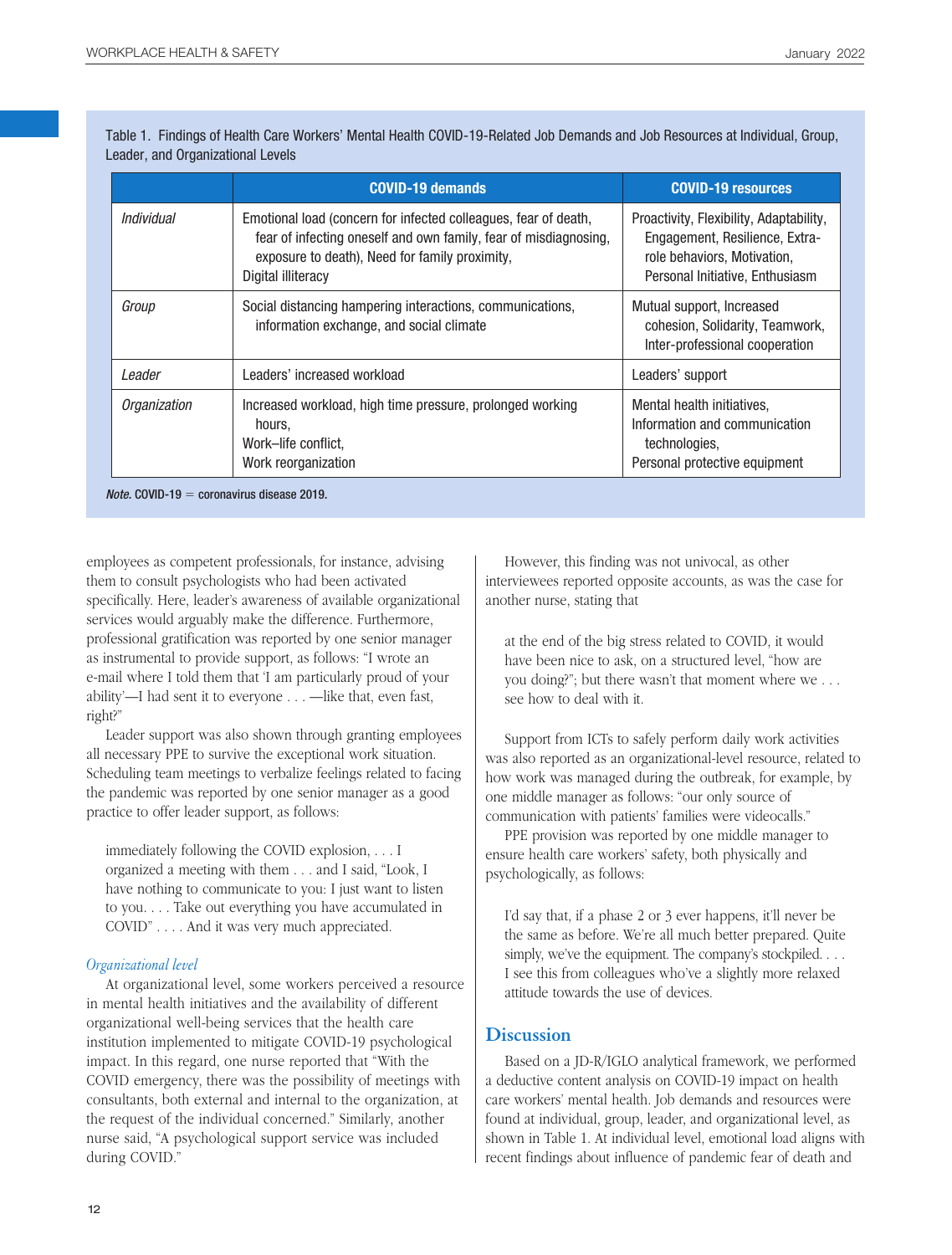Table 1. Findings of Health Care Workers' Mental Health COVID-19-Related Job Demands and Job Resources at Individual, Group, Leader, and Organizational Levels

| | COVID-19 demands | COVID-19 resources |
|---|---|---|
| *Individual* | Emotional load (concern for infected colleagues, fear of death, fear of infecting oneself and own family, fear of misdiagnosing, exposure to death), Need for family proximity, Digital illiteracy | Proactivity, Flexibility, Adaptability, Engagement, Resilience, Extra-role behaviors, Motivation, Personal Initiative, Enthusiasm |
| *Group* | Social distancing hampering interactions, communications, information exchange, and social climate | Mutual support, Increased cohesion, Solidarity, Teamwork, Inter-professional cooperation |
| *Leader* | Leaders' increased workload | Leaders' support |
| *Organization* | Increased workload, high time pressure, prolonged working hours, Work–life conflict, Work reorganization | Mental health initiatives, Information and communication technologies, Personal protective equipment |

*Note.* COVID-19 = coronavirus disease 2019.

employees as competent professionals, for instance, advising them to consult psychologists who had been activated specifically. Here, leader's awareness of available organizational services would arguably make the difference. Furthermore, professional gratification was reported by one senior manager as instrumental to provide support, as follows: "I wrote an e-mail where I told them that 'I am particularly proud of your ability'—I had sent it to everyone . . . —like that, even fast, right?"

Leader support was also shown through granting employees all necessary PPE to survive the exceptional work situation. Scheduling team meetings to verbalize feelings related to facing the pandemic was reported by one senior manager as a good practice to offer leader support, as follows:

> immediately following the COVID explosion, . . . I organized a meeting with them . . . and I said, "Look, I have nothing to communicate to you: I just want to listen to you. . . . Take out everything you have accumulated in COVID" . . . . And it was very much appreciated.

*Organizational level*

At organizational level, some workers perceived a resource in mental health initiatives and the availability of different organizational well-being services that the health care institution implemented to mitigate COVID-19 psychological impact. In this regard, one nurse reported that "With the COVID emergency, there was the possibility of meetings with consultants, both external and internal to the organization, at the request of the individual concerned." Similarly, another nurse said, "A psychological support service was included during COVID."

However, this finding was not univocal, as other interviewees reported opposite accounts, as was the case for another nurse, stating that

> at the end of the big stress related to COVID, it would have been nice to ask, on a structured level, "how are you doing?"; but there wasn't that moment where we . . . see how to deal with it.

Support from ICTs to safely perform daily work activities was also reported as an organizational-level resource, related to how work was managed during the outbreak, for example, by one middle manager as follows: "our only source of communication with patients' families were videocalls."

PPE provision was reported by one middle manager to ensure health care workers' safety, both physically and psychologically, as follows:

> I'd say that, if a phase 2 or 3 ever happens, it'll never be the same as before. We're all much better prepared. Quite simply, we've the equipment. The company's stockpiled. . . . I see this from colleagues who've a slightly more relaxed attitude towards the use of devices.

## Discussion

Based on a JD-R/IGLO analytical framework, we performed a deductive content analysis on COVID-19 impact on health care workers' mental health. Job demands and resources were found at individual, group, leader, and organizational level, as shown in Table 1. At individual level, emotional load aligns with recent findings about influence of pandemic fear of death and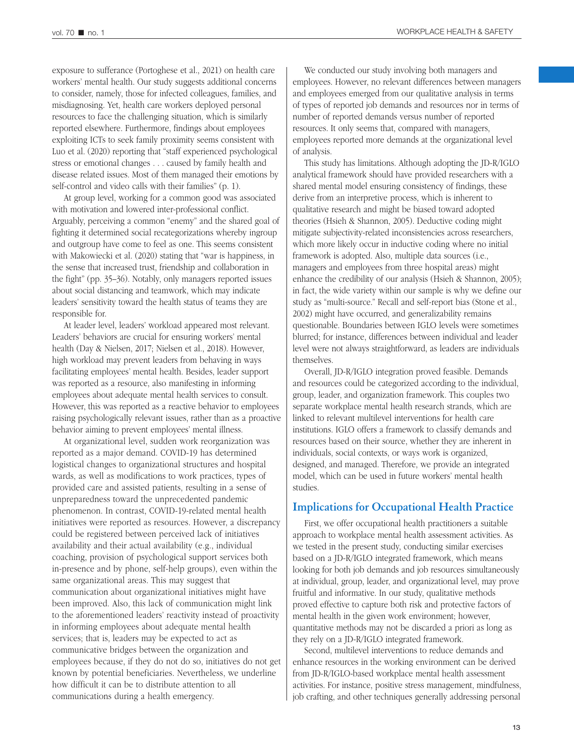exposure to sufferance (Portoghese et al., 2021) on health care workers' mental health. Our study suggests additional concerns to consider, namely, those for infected colleagues, families, and misdiagnosing. Yet, health care workers deployed personal resources to face the challenging situation, which is similarly reported elsewhere. Furthermore, findings about employees exploiting ICTs to seek family proximity seems consistent with Luo et al. (2020) reporting that "staff experienced psychological stress or emotional changes . . . caused by family health and disease related issues. Most of them managed their emotions by self-control and video calls with their families" (p. 1).

At group level, working for a common good was associated with motivation and lowered inter-professional conflict. Arguably, perceiving a common "enemy" and the shared goal of fighting it determined social recategorizations whereby ingroup and outgroup have come to feel as one. This seems consistent with Makowiecki et al. (2020) stating that "war is happiness, in the sense that increased trust, friendship and collaboration in the fight" (pp. 35–36). Notably, only managers reported issues about social distancing and teamwork, which may indicate leaders' sensitivity toward the health status of teams they are responsible for.

At leader level, leaders' workload appeared most relevant. Leaders' behaviors are crucial for ensuring workers' mental health (Day & Nielsen, 2017; Nielsen et al., 2018). However, high workload may prevent leaders from behaving in ways facilitating employees' mental health. Besides, leader support was reported as a resource, also manifesting in informing employees about adequate mental health services to consult. However, this was reported as a reactive behavior to employees raising psychologically relevant issues, rather than as a proactive behavior aiming to prevent employees' mental illness.

At organizational level, sudden work reorganization was reported as a major demand. COVID-19 has determined logistical changes to organizational structures and hospital wards, as well as modifications to work practices, types of provided care and assisted patients, resulting in a sense of unpreparedness toward the unprecedented pandemic phenomenon. In contrast, COVID-19-related mental health initiatives were reported as resources. However, a discrepancy could be registered between perceived lack of initiatives availability and their actual availability (e.g., individual coaching, provision of psychological support services both in-presence and by phone, self-help groups), even within the same organizational areas. This may suggest that communication about organizational initiatives might have been improved. Also, this lack of communication might link to the aforementioned leaders' reactivity instead of proactivity in informing employees about adequate mental health services; that is, leaders may be expected to act as communicative bridges between the organization and employees because, if they do not do so, initiatives do not get known by potential beneficiaries. Nevertheless, we underline how difficult it can be to distribute attention to all communications during a health emergency.

We conducted our study involving both managers and employees. However, no relevant differences between managers and employees emerged from our qualitative analysis in terms of types of reported job demands and resources nor in terms of number of reported demands versus number of reported resources. It only seems that, compared with managers, employees reported more demands at the organizational level of analysis.

This study has limitations. Although adopting the JD-R/IGLO analytical framework should have provided researchers with a shared mental model ensuring consistency of findings, these derive from an interpretive process, which is inherent to qualitative research and might be biased toward adopted theories (Hsieh & Shannon, 2005). Deductive coding might mitigate subjectivity-related inconsistencies across researchers, which more likely occur in inductive coding where no initial framework is adopted. Also, multiple data sources (i.e., managers and employees from three hospital areas) might enhance the credibility of our analysis (Hsieh & Shannon, 2005); in fact, the wide variety within our sample is why we define our study as "multi-source." Recall and self-report bias (Stone et al., 2002) might have occurred, and generalizability remains questionable. Boundaries between IGLO levels were sometimes blurred; for instance, differences between individual and leader level were not always straightforward, as leaders are individuals themselves.

Overall, JD-R/IGLO integration proved feasible. Demands and resources could be categorized according to the individual, group, leader, and organization framework. This couples two separate workplace mental health research strands, which are linked to relevant multilevel interventions for health care institutions. IGLO offers a framework to classify demands and resources based on their source, whether they are inherent in individuals, social contexts, or ways work is organized, designed, and managed. Therefore, we provide an integrated model, which can be used in future workers' mental health studies.

## Implications for Occupational Health Practice

First, we offer occupational health practitioners a suitable approach to workplace mental health assessment activities. As we tested in the present study, conducting similar exercises based on a JD-R/IGLO integrated framework, which means looking for both job demands and job resources simultaneously at individual, group, leader, and organizational level, may prove fruitful and informative. In our study, qualitative methods proved effective to capture both risk and protective factors of mental health in the given work environment; however, quantitative methods may not be discarded a priori as long as they rely on a JD-R/IGLO integrated framework.

Second, multilevel interventions to reduce demands and enhance resources in the working environment can be derived from JD-R/IGLO-based workplace mental health assessment activities. For instance, positive stress management, mindfulness, job crafting, and other techniques generally addressing personal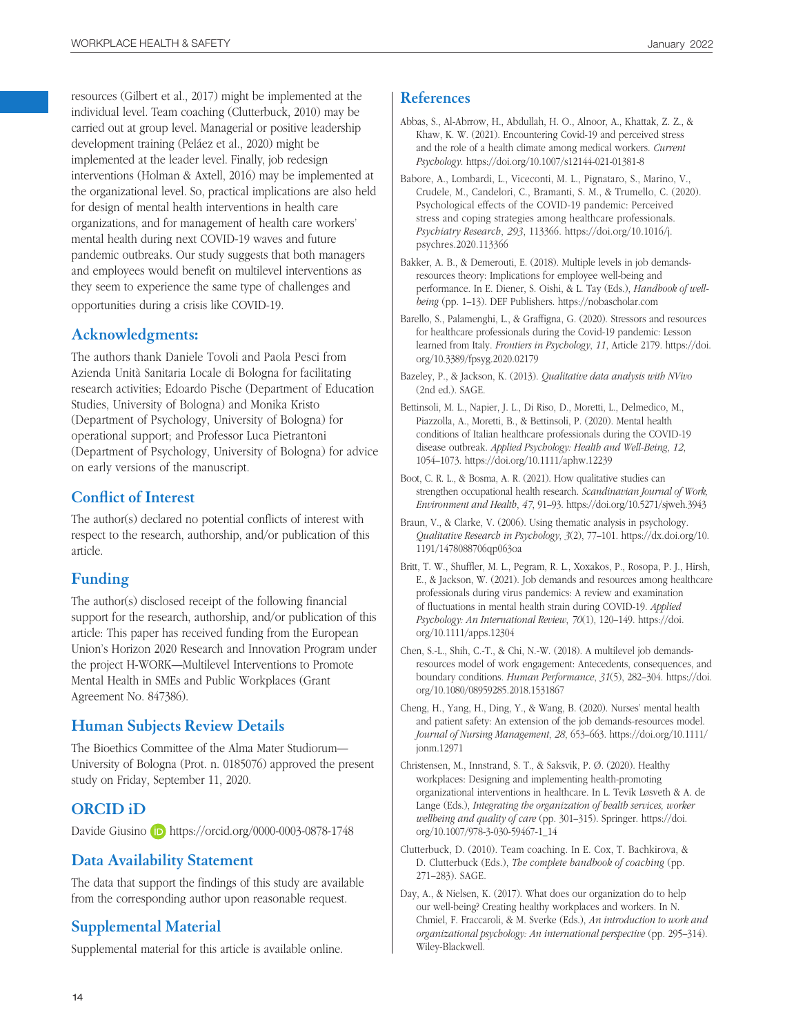resources (Gilbert et al., 2017) might be implemented at the individual level. Team coaching (Clutterbuck, 2010) may be carried out at group level. Managerial or positive leadership development training (Peláez et al., 2020) might be implemented at the leader level. Finally, job redesign interventions (Holman & Axtell, 2016) may be implemented at the organizational level. So, practical implications are also held for design of mental health interventions in health care organizations, and for management of health care workers' mental health during next COVID-19 waves and future pandemic outbreaks. Our study suggests that both managers and employees would benefit on multilevel interventions as they seem to experience the same type of challenges and opportunities during a crisis like COVID-19.

## Acknowledgments:

The authors thank Daniele Tovoli and Paola Pesci from Azienda Unità Sanitaria Locale di Bologna for facilitating research activities; Edoardo Pische (Department of Education Studies, University of Bologna) and Monika Kristo (Department of Psychology, University of Bologna) for operational support; and Professor Luca Pietrantoni (Department of Psychology, University of Bologna) for advice on early versions of the manuscript.

## Conflict of Interest

The author(s) declared no potential conflicts of interest with respect to the research, authorship, and/or publication of this article.

## Funding

The author(s) disclosed receipt of the following financial support for the research, authorship, and/or publication of this article: This paper has received funding from the European Union's Horizon 2020 Research and Innovation Program under the project H-WORK—Multilevel Interventions to Promote Mental Health in SMEs and Public Workplaces (Grant Agreement No. 847386).

## Human Subjects Review Details

The Bioethics Committee of the Alma Mater Studiorum—University of Bologna (Prot. n. 0185076) approved the present study on Friday, September 11, 2020.

## ORCID iD

Davide Giusino https://orcid.org/0000-0003-0878-1748

## Data Availability Statement

The data that support the findings of this study are available from the corresponding author upon reasonable request.

## Supplemental Material

Supplemental material for this article is available online.

## References

Abbas, S., Al-Abrrow, H., Abdullah, H. O., Alnoor, A., Khattak, Z. Z., & Khaw, K. W. (2021). Encountering Covid-19 and perceived stress and the role of a health climate among medical workers. *Current Psychology*. https://doi.org/10.1007/s12144-021-01381-8

Babore, A., Lombardi, L., Viceconti, M. L., Pignataro, S., Marino, V., Crudele, M., Candelori, C., Bramanti, S. M., & Trumello, C. (2020). Psychological effects of the COVID-19 pandemic: Perceived stress and coping strategies among healthcare professionals. *Psychiatry Research*, *293*, 113366. https://doi.org/10.1016/j.psychres.2020.113366

Bakker, A. B., & Demerouti, E. (2018). Multiple levels in job demands-resources theory: Implications for employee well-being and performance. In E. Diener, S. Oishi, & L. Tay (Eds.), *Handbook of well-being* (pp. 1–13). DEF Publishers. https://nobascholar.com

Barello, S., Palamenghi, L., & Graffigna, G. (2020). Stressors and resources for healthcare professionals during the Covid-19 pandemic: Lesson learned from Italy. *Frontiers in Psychology*, *11*, Article 2179. https://doi.org/10.3389/fpsyg.2020.02179

Bazeley, P., & Jackson, K. (2013). *Qualitative data analysis with NVivo* (2nd ed.). SAGE.

Bettinsoli, M. L., Napier, J. L., Di Riso, D., Moretti, L., Delmedico, M., Piazzolla, A., Moretti, B., & Bettinsoli, P. (2020). Mental health conditions of Italian healthcare professionals during the COVID-19 disease outbreak. *Applied Psychology: Health and Well-Being*, *12*, 1054–1073. https://doi.org/10.1111/aphw.12239

Boot, C. R. L., & Bosma, A. R. (2021). How qualitative studies can strengthen occupational health research. *Scandinavian Journal of Work, Environment and Health*, *47*, 91–93. https://doi.org/10.5271/sjweh.3943

Braun, V., & Clarke, V. (2006). Using thematic analysis in psychology. *Qualitative Research in Psychology*, *3*(2), 77–101. https://dx.doi.org/10.1191/1478088706qp063oa

Britt, T. W., Shuffler, M. L., Pegram, R. L., Xoxakos, P., Rosopa, P. J., Hirsh, E., & Jackson, W. (2021). Job demands and resources among healthcare professionals during virus pandemics: A review and examination of fluctuations in mental health strain during COVID-19. *Applied Psychology: An International Review*, *70*(1), 120–149. https://doi.org/10.1111/apps.12304

Chen, S.-L., Shih, C.-T., & Chi, N.-W. (2018). A multilevel job demands-resources model of work engagement: Antecedents, consequences, and boundary conditions. *Human Performance*, *31*(5), 282–304. https://doi.org/10.1080/08959285.2018.1531867

Cheng, H., Yang, H., Ding, Y., & Wang, B. (2020). Nurses' mental health and patient safety: An extension of the job demands-resources model. *Journal of Nursing Management*, *28*, 653–663. https://doi.org/10.1111/jonm.12971

Christensen, M., Innstrand, S. T., & Saksvik, P. Ø. (2020). Healthy workplaces: Designing and implementing health-promoting organizational interventions in healthcare. In L. Tevik Løsveth & A. de Lange (Eds.), *Integrating the organization of health services, worker wellbeing and quality of care* (pp. 301–315). Springer. https://doi.org/10.1007/978-3-030-59467-1_14

Clutterbuck, D. (2010). Team coaching. In E. Cox, T. Bachkirova, & D. Clutterbuck (Eds.), *The complete handbook of coaching* (pp. 271–283). SAGE.

Day, A., & Nielsen, K. (2017). What does our organization do to help our well-being? Creating healthy workplaces and workers. In N. Chmiel, F. Fraccaroli, & M. Sverke (Eds.), *An introduction to work and organizational psychology: An international perspective* (pp. 295–314). Wiley-Blackwell.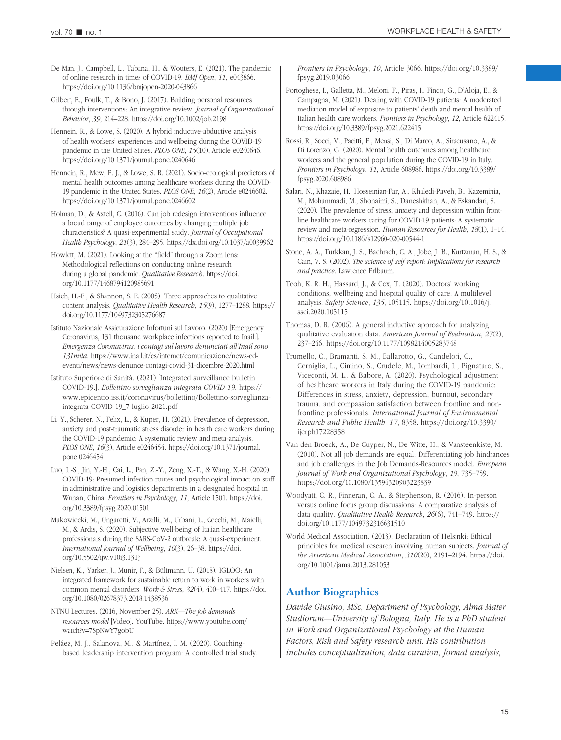De Man, J., Campbell, L., Tabana, H., & Wouters, E. (2021). The pandemic of online research in times of COVID-19. *BMJ Open*, *11*, e043866. https://doi.org/10.1136/bmjopen-2020-043866

Gilbert, E., Foulk, T., & Bono, J. (2017). Building personal resources through interventions: An integrative review. *Journal of Organizational Behavior*, *39*, 214–228. https://doi.org/10.1002/job.2198

Hennein, R., & Lowe, S. (2020). A hybrid inductive-abductive analysis of health workers' experiences and wellbeing during the COVID-19 pandemic in the United States. *PLOS ONE*, *15*(10), Article e0240646. https://doi.org/10.1371/journal.pone.0240646

Hennein, R., Mew, E. J., & Lowe, S. R. (2021). Socio-ecological predictors of mental health outcomes among healthcare workers during the COVID-19 pandemic in the United States. *PLOS ONE*, *16*(2), Article e0246602. https://doi.org/10.1371/journal.pone.0246602

Holman, D., & Axtell, C. (2016). Can job redesign interventions influence a broad range of employee outcomes by changing multiple job characteristics? A quasi-experimental study. *Journal of Occupational Health Psychology*, *21*(3), 284–295. https://dx.doi.org/10.1037/a0039962

Howlett, M. (2021). Looking at the "field" through a Zoom lens: Methodological reflections on conducting online research during a global pandemic. *Qualitative Research*. https://doi.org/10.1177/1468794120985691

Hsieh, H.-F., & Shannon, S. E. (2005). Three approaches to qualitative content analysis. *Qualitative Health Research*, *15*(9), 1277–1288. https://doi.org/10.1177/1049732305276687

Istituto Nazionale Assicurazione Infortuni sul Lavoro. (2020) [Emergency Coronavirus, 131 thousand workplace infections reported to Inail.]. *Emergenza Coronavirus, i contagi sul lavoro denunciati all'Inail sono 131mila*. https://www.inail.it/cs/internet/comunicazione/news-ed-eventi/news/news-denunce-contagi-covid-31-dicembre-2020.html

Istituto Superiore di Sanità. (2021) [Integrated surveillance bulletin COVID-19.]. *Bollettino sorveglianza integrata COVID-19*. https://www.epicentro.iss.it/coronavirus/bollettino/Bollettino-sorveglianza-integrata-COVID-19_7-luglio-2021.pdf

Li, Y., Scherer, N., Felix, L., & Kuper, H. (2021). Prevalence of depression, anxiety and post-traumatic stress disorder in health care workers during the COVID-19 pandemic: A systematic review and meta-analysis. *PLOS ONE*, *16*(3), Article e0246454. https://doi.org/10.1371/journal.pone.0246454

Luo, L.-S., Jin, Y.-H., Cai, L., Pan, Z.-Y., Zeng, X.-T., & Wang, X.-H. (2020). COVID-19: Presumed infection routes and psychological impact on staff in administrative and logistics departments in a designated hospital in Wuhan, China. *Frontiers in Psychology*, *11*, Article 1501. https://doi.org/10.3389/fpsyg.2020.01501

Makowiecki, M., Ungaretti, V., Arzilli, M., Urbani, L., Cecchi, M., Maielli, M., & Ardis, S. (2020). Subjective well-being of Italian healthcare professionals during the SARS-CoV-2 outbreak: A quasi-experiment. *International Journal of Wellbeing*, *10*(3), 26–38. https://doi.org/10.5502/ijw.v10i3.1313

Nielsen, K., Yarker, J., Munir, F., & Bültmann, U. (2018). IGLOO: An integrated framework for sustainable return to work in workers with common mental disorders. *Work & Stress*, *32*(4), 400–417. https://doi.org/10.1080/02678373.2018.1438536

NTNU Lectures. (2016, November 25). *ARK—The job demands-resources model* [Video]. YouTube. https://www.youtube.com/watch?v=7SpNwY7gobU

Peláez, M. J., Salanova, M., & Martínez, I. M. (2020). Coaching-based leadership intervention program: A controlled trial study. *Frontiers in Psychology*, *10*, Article 3066. https://doi.org/10.3389/fpsyg.2019.03066

Portoghese, I., Galletta, M., Meloni, F., Piras, I., Finco, G., D'Aloja, E., & Campagna, M. (2021). Dealing with COVID-19 patients: A moderated mediation model of exposure to patients' death and mental health of Italian health care workers. *Frontiers in Psychology*, *12*, Article 622415. https://doi.org/10.3389/fpsyg.2021.622415

Rossi, R., Socci, V., Pacitti, F., Mensi, S., Di Marco, A., Siracusano, A., & Di Lorenzo, G. (2020). Mental health outcomes among healthcare workers and the general population during the COVID-19 in Italy. *Frontiers in Psychology*, *11*, Article 608986. https://doi.org/10.3389/fpsyg.2020.608986

Salari, N., Khazaie, H., Hosseinian-Far, A., Khaledi-Paveh, B., Kazeminia, M., Mohammadi, M., Shohaimi, S., Daneshkhah, A., & Eskandari, S. (2020). The prevalence of stress, anxiety and depression within front-line healthcare workers caring for COVID-19 patients: A systematic review and meta-regression. *Human Resources for Health*, *18*(1), 1–14. https://doi.org/10.1186/s12960-020-00544-1

Stone, A. A., Turkkan, J. S., Bachrach, C. A., Jobe, J. B., Kurtzman, H. S., & Cain, V. S. (2002). *The science of self-report: Implications for research and practice*. Lawrence Erlbaum.

Teoh, K. R. H., Hassard, J., & Cox, T. (2020). Doctors' working conditions, wellbeing and hospital quality of care: A multilevel analysis. *Safety Science*, *135*, 105115. https://doi.org/10.1016/j.ssci.2020.105115

Thomas, D. R. (2006). A general inductive approach for analyzing qualitative evaluation data. *American Journal of Evaluation*, *27*(2), 237–246. https://doi.org/10.1177/1098214005283748

Trumello, C., Bramanti, S. M., Ballarotto, G., Candelori, C., Cerniglia, L., Cimino, S., Crudele, M., Lombardi, L., Pignataro, S., Viceconti, M. L., & Babore, A. (2020). Psychological adjustment of healthcare workers in Italy during the COVID-19 pandemic: Differences in stress, anxiety, depression, burnout, secondary trauma, and compassion satisfaction between frontline and non-frontline professionals. *International Journal of Environmental Research and Public Health*, *17*, 8358. https://doi.org/10.3390/ijerph17228358

Van den Broeck, A., De Cuyper, N., De Witte, H., & Vansteenkiste, M. (2010). Not all job demands are equal: Differentiating job hindrances and job challenges in the Job Demands-Resources model. *European Journal of Work and Organizational Psychology*, *19*, 735–759. https://doi.org/10.1080/13594320903223839

Woodyatt, C. R., Finneran, C. A., & Stephenson, R. (2016). In-person versus online focus group discussions: A comparative analysis of data quality. *Qualitative Health Research*, *26*(6), 741–749. https://doi.org/10.1177/1049732316631510

World Medical Association. (2013). Declaration of Helsinki: Ethical principles for medical research involving human subjects. *Journal of the American Medical Association*, *310*(20), 2191–2194. https://doi.org/10.1001/jama.2013.281053

## Author Biographies

*Davide Giusino, MSc, Department of Psychology, Alma Mater Studiorum—University of Bologna, Italy. He is a PhD student in Work and Organizational Psychology at the Human Factors, Risk and Safety research unit. His contribution includes conceptualization, data curation, formal analysis,*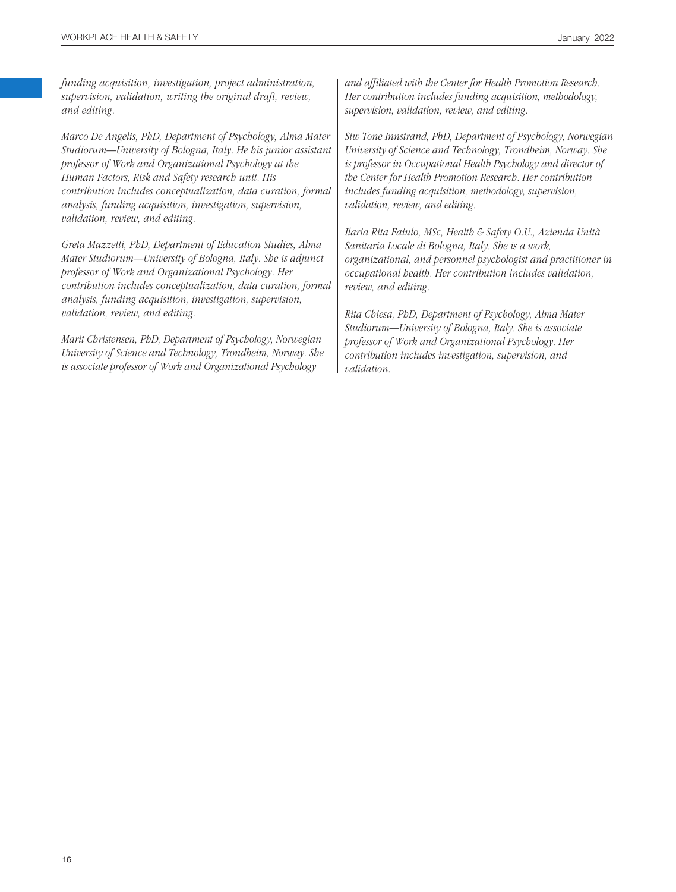*funding acquisition, investigation, project administration, supervision, validation, writing the original draft, review, and editing.*

*Marco De Angelis, PhD, Department of Psychology, Alma Mater Studiorum—University of Bologna, Italy. He his junior assistant professor of Work and Organizational Psychology at the Human Factors, Risk and Safety research unit. His contribution includes conceptualization, data curation, formal analysis, funding acquisition, investigation, supervision, validation, review, and editing.*

*Greta Mazzetti, PhD, Department of Education Studies, Alma Mater Studiorum—University of Bologna, Italy. She is adjunct professor of Work and Organizational Psychology. Her contribution includes conceptualization, data curation, formal analysis, funding acquisition, investigation, supervision, validation, review, and editing.*

*Marit Christensen, PhD, Department of Psychology, Norwegian University of Science and Technology, Trondheim, Norway. She is associate professor of Work and Organizational Psychology and affiliated with the Center for Health Promotion Research. Her contribution includes funding acquisition, methodology, supervision, validation, review, and editing.*

*Siw Tone Innstrand, PhD, Department of Psychology, Norwegian University of Science and Technology, Trondheim, Norway. She is professor in Occupational Health Psychology and director of the Center for Health Promotion Research. Her contribution includes funding acquisition, methodology, supervision, validation, review, and editing.*

*Ilaria Rita Faiulo, MSc, Health & Safety O.U., Azienda Unità Sanitaria Locale di Bologna, Italy. She is a work, organizational, and personnel psychologist and practitioner in occupational health. Her contribution includes validation, review, and editing.*

*Rita Chiesa, PhD, Department of Psychology, Alma Mater Studiorum—University of Bologna, Italy. She is associate professor of Work and Organizational Psychology. Her contribution includes investigation, supervision, and validation.*